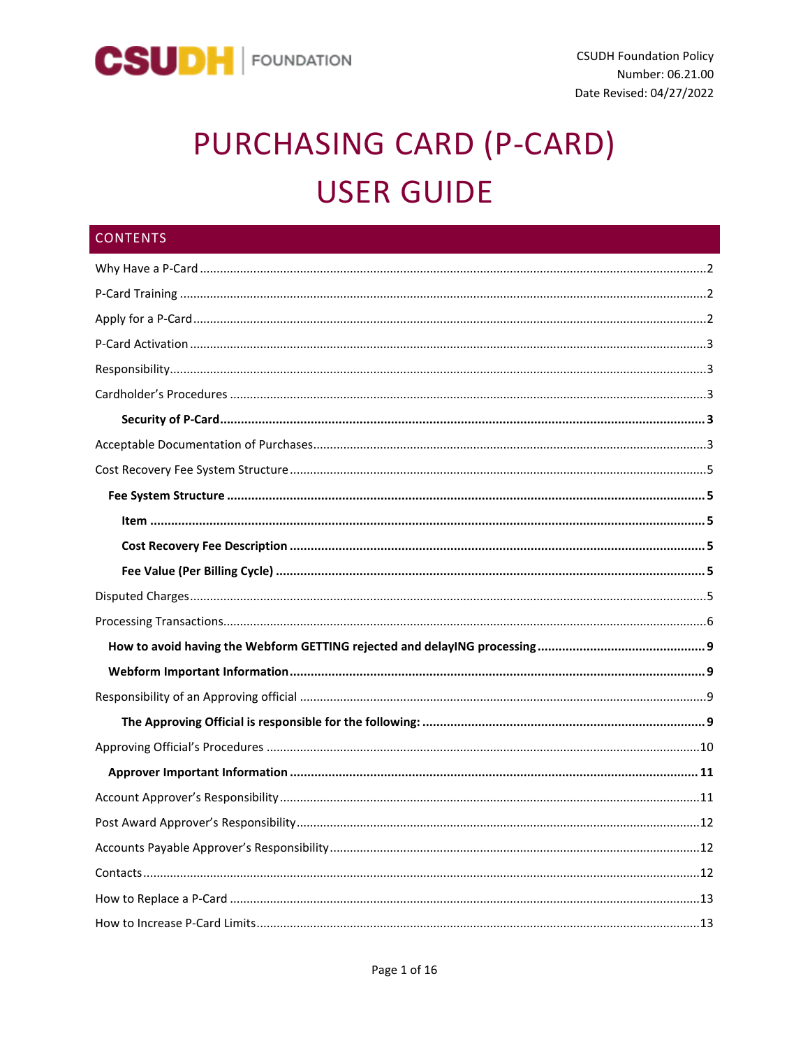CSUDH | FOUNDATION

CSUDH Foundation Policy
Number: 06.21.00
Date Revised: 04/27/2022

# PURCHASING CARD (P-CARD) USER GUIDE

## CONTENTS

Why Have a P-Card ..... 2

P-Card Training ..... 2

Apply for a P-Card ..... 2

P-Card Activation ..... 3

Responsibility ..... 3

Cardholder's Procedures ..... 3

**Security of P-Card ..... 3**

Acceptable Documentation of Purchases ..... 3

Cost Recovery Fee System Structure ..... 5

**Fee System Structure ..... 5**

**Item ..... 5**

**Cost Recovery Fee Description ..... 5**

**Fee Value (Per Billing Cycle) ..... 5**

Disputed Charges ..... 5

Processing Transactions ..... 6

**How to avoid having the Webform GETTING rejected and delayING processing ..... 9**

**Webform Important Information ..... 9**

Responsibility of an Approving official ..... 9

**The Approving Official is responsible for the following: ..... 9**

Approving Official's Procedures ..... 10

**Approver Important Information ..... 11**

Account Approver's Responsibility ..... 11

Post Award Approver's Responsibility ..... 12

Accounts Payable Approver's Responsibility ..... 12

Contacts ..... 12

How to Replace a P-Card ..... 13

How to Increase P-Card Limits ..... 13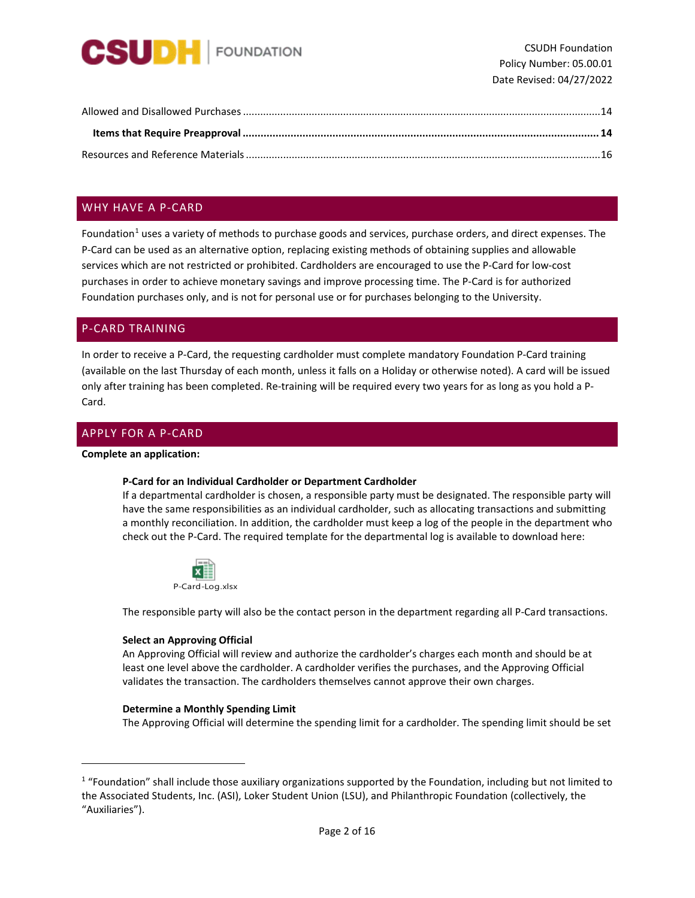Allowed and Disallowed Purchases ....................................................................................................................14

**Items that Require Preapproval ......................................................................................................... 14**

Resources and Reference Materials ...................................................................................................................16

## WHY HAVE A P-CARD

Foundation[1] uses a variety of methods to purchase goods and services, purchase orders, and direct expenses. The P-Card can be used as an alternative option, replacing existing methods of obtaining supplies and allowable services which are not restricted or prohibited. Cardholders are encouraged to use the P-Card for low-cost purchases in order to achieve monetary savings and improve processing time. The P-Card is for authorized Foundation purchases only, and is not for personal use or for purchases belonging to the University.

## P-CARD TRAINING

In order to receive a P-Card, the requesting cardholder must complete mandatory Foundation P-Card training (available on the last Thursday of each month, unless it falls on a Holiday or otherwise noted). A card will be issued only after training has been completed. Re-training will be required every two years for as long as you hold a P-Card.

## APPLY FOR A P-CARD

**Complete an application:**

**P-Card for an Individual Cardholder or Department Cardholder**

If a departmental cardholder is chosen, a responsible party must be designated. The responsible party will have the same responsibilities as an individual cardholder, such as allocating transactions and submitting a monthly reconciliation. In addition, the cardholder must keep a log of the people in the department who check out the P-Card. The required template for the departmental log is available to download here:

P-Card-Log.xlsx

The responsible party will also be the contact person in the department regarding all P-Card transactions.

**Select an Approving Official**

An Approving Official will review and authorize the cardholder's charges each month and should be at least one level above the cardholder. A cardholder verifies the purchases, and the Approving Official validates the transaction. The cardholders themselves cannot approve their own charges.

**Determine a Monthly Spending Limit**

The Approving Official will determine the spending limit for a cardholder. The spending limit should be set

---

[1] "Foundation" shall include those auxiliary organizations supported by the Foundation, including but not limited to the Associated Students, Inc. (ASI), Loker Student Union (LSU), and Philanthropic Foundation (collectively, the "Auxiliaries").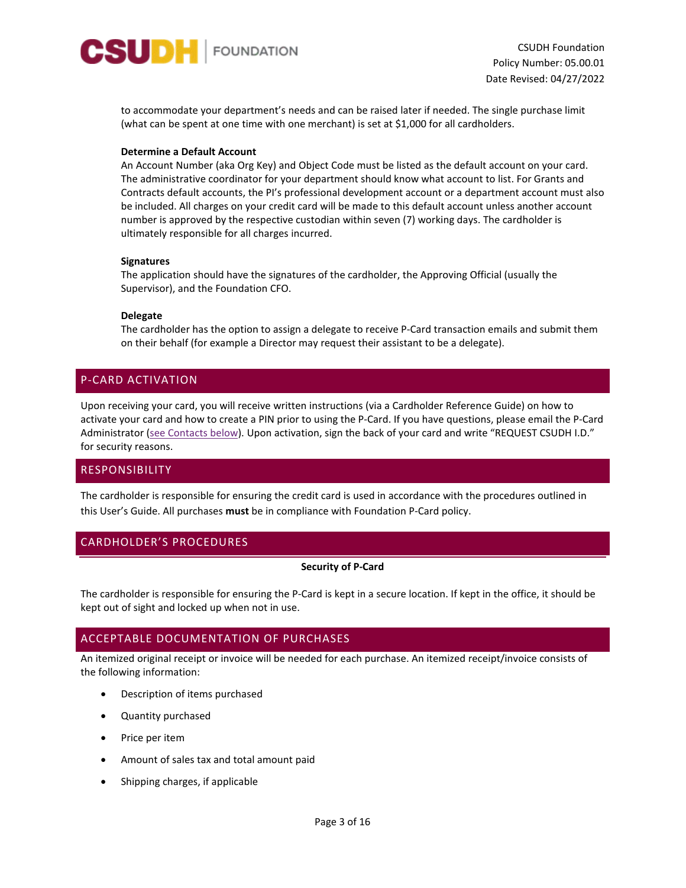to accommodate your department's needs and can be raised later if needed. The single purchase limit (what can be spent at one time with one merchant) is set at $1,000 for all cardholders.

**Determine a Default Account**

An Account Number (aka Org Key) and Object Code must be listed as the default account on your card. The administrative coordinator for your department should know what account to list. For Grants and Contracts default accounts, the PI's professional development account or a department account must also be included. All charges on your credit card will be made to this default account unless another account number is approved by the respective custodian within seven (7) working days. The cardholder is ultimately responsible for all charges incurred.

**Signatures**

The application should have the signatures of the cardholder, the Approving Official (usually the Supervisor), and the Foundation CFO.

**Delegate**

The cardholder has the option to assign a delegate to receive P-Card transaction emails and submit them on their behalf (for example a Director may request their assistant to be a delegate).

## P-CARD ACTIVATION

Upon receiving your card, you will receive written instructions (via a Cardholder Reference Guide) on how to activate your card and how to create a PIN prior to using the P-Card. If you have questions, please email the P-Card Administrator (see Contacts below). Upon activation, sign the back of your card and write "REQUEST CSUDH I.D." for security reasons.

## RESPONSIBILITY

The cardholder is responsible for ensuring the credit card is used in accordance with the procedures outlined in this User's Guide. All purchases **must** be in compliance with Foundation P-Card policy.

## CARDHOLDER'S PROCEDURES

**Security of P-Card**

The cardholder is responsible for ensuring the P-Card is kept in a secure location. If kept in the office, it should be kept out of sight and locked up when not in use.

## ACCEPTABLE DOCUMENTATION OF PURCHASES

An itemized original receipt or invoice will be needed for each purchase. An itemized receipt/invoice consists of the following information:

- Description of items purchased
- Quantity purchased
- Price per item
- Amount of sales tax and total amount paid
- Shipping charges, if applicable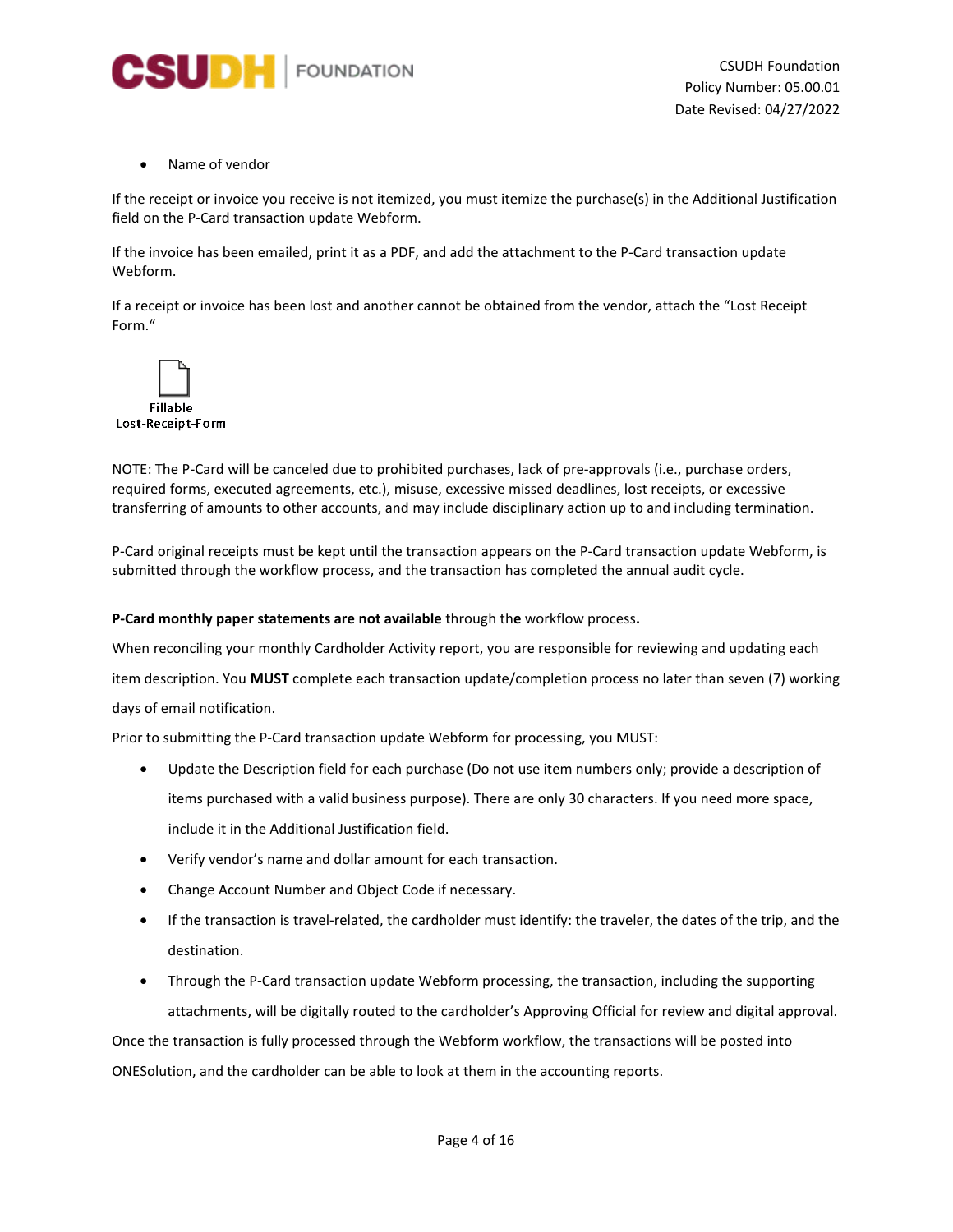- Name of vendor

If the receipt or invoice you receive is not itemized, you must itemize the purchase(s) in the Additional Justification field on the P-Card transaction update Webform.

If the invoice has been emailed, print it as a PDF, and add the attachment to the P-Card transaction update Webform.

If a receipt or invoice has been lost and another cannot be obtained from the vendor, attach the "Lost Receipt Form."

Fillable Lost-Receipt-Form

NOTE: The P-Card will be canceled due to prohibited purchases, lack of pre-approvals (i.e., purchase orders, required forms, executed agreements, etc.), misuse, excessive missed deadlines, lost receipts, or excessive transferring of amounts to other accounts, and may include disciplinary action up to and including termination.

P-Card original receipts must be kept until the transaction appears on the P-Card transaction update Webform, is submitted through the workflow process, and the transaction has completed the annual audit cycle.

**P-Card monthly paper statements are not available** through th**e** workflow process**.**

When reconciling your monthly Cardholder Activity report, you are responsible for reviewing and updating each item description. You **MUST** complete each transaction update/completion process no later than seven (7) working days of email notification.

Prior to submitting the P-Card transaction update Webform for processing, you MUST:

- Update the Description field for each purchase (Do not use item numbers only; provide a description of items purchased with a valid business purpose). There are only 30 characters. If you need more space, include it in the Additional Justification field.
- Verify vendor's name and dollar amount for each transaction.
- Change Account Number and Object Code if necessary.
- If the transaction is travel-related, the cardholder must identify: the traveler, the dates of the trip, and the destination.
- Through the P-Card transaction update Webform processing, the transaction, including the supporting attachments, will be digitally routed to the cardholder's Approving Official for review and digital approval.

Once the transaction is fully processed through the Webform workflow, the transactions will be posted into ONESolution, and the cardholder can be able to look at them in the accounting reports.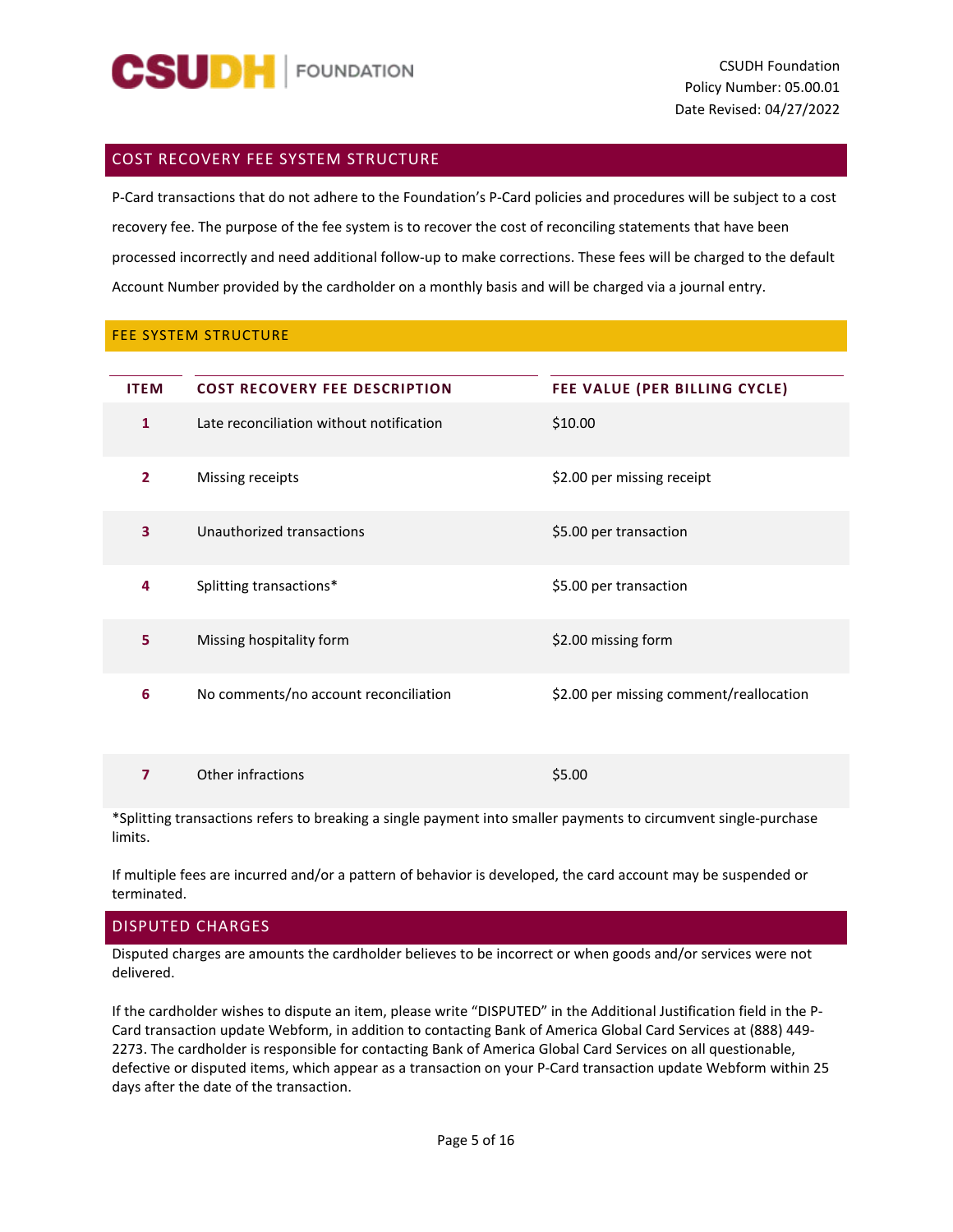## COST RECOVERY FEE SYSTEM STRUCTURE

P-Card transactions that do not adhere to the Foundation's P-Card policies and procedures will be subject to a cost recovery fee. The purpose of the fee system is to recover the cost of reconciling statements that have been processed incorrectly and need additional follow-up to make corrections. These fees will be charged to the default Account Number provided by the cardholder on a monthly basis and will be charged via a journal entry.

### FEE SYSTEM STRUCTURE

| ITEM | COST RECOVERY FEE DESCRIPTION | FEE VALUE (PER BILLING CYCLE) |
|---|---|---|
| 1 | Late reconciliation without notification | $10.00 |
| 2 | Missing receipts | $2.00 per missing receipt |
| 3 | Unauthorized transactions | $5.00 per transaction |
| 4 | Splitting transactions* | $5.00 per transaction |
| 5 | Missing hospitality form | $2.00 missing form |
| 6 | No comments/no account reconciliation | $2.00 per missing comment/reallocation |
| 7 | Other infractions | $5.00 |

*Splitting transactions refers to breaking a single payment into smaller payments to circumvent single-purchase limits.

If multiple fees are incurred and/or a pattern of behavior is developed, the card account may be suspended or terminated.

## DISPUTED CHARGES

Disputed charges are amounts the cardholder believes to be incorrect or when goods and/or services were not delivered.

If the cardholder wishes to dispute an item, please write "DISPUTED" in the Additional Justification field in the P-Card transaction update Webform, in addition to contacting Bank of America Global Card Services at (888) 449-2273. The cardholder is responsible for contacting Bank of America Global Card Services on all questionable, defective or disputed items, which appear as a transaction on your P-Card transaction update Webform within 25 days after the date of the transaction.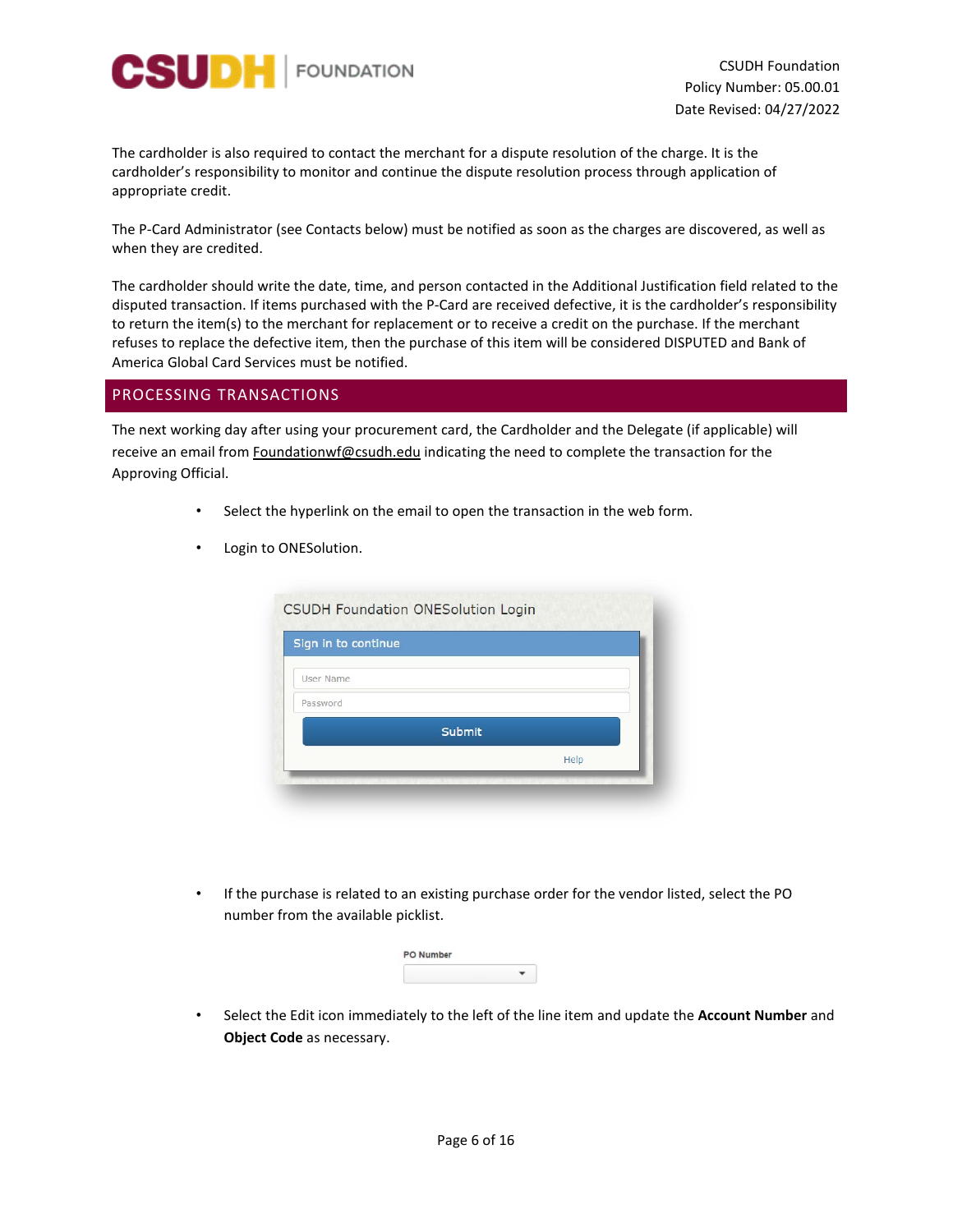The cardholder is also required to contact the merchant for a dispute resolution of the charge. It is the cardholder's responsibility to monitor and continue the dispute resolution process through application of appropriate credit.

The P-Card Administrator (see Contacts below) must be notified as soon as the charges are discovered, as well as when they are credited.

The cardholder should write the date, time, and person contacted in the Additional Justification field related to the disputed transaction. If items purchased with the P-Card are received defective, it is the cardholder's responsibility to return the item(s) to the merchant for replacement or to receive a credit on the purchase. If the merchant refuses to replace the defective item, then the purchase of this item will be considered DISPUTED and Bank of America Global Card Services must be notified.

## PROCESSING TRANSACTIONS

The next working day after using your procurement card, the Cardholder and the Delegate (if applicable) will receive an email from Foundationwf@csudh.edu indicating the need to complete the transaction for the Approving Official.

- Select the hyperlink on the email to open the transaction in the web form.
- Login to ONESolution.

- If the purchase is related to an existing purchase order for the vendor listed, select the PO number from the available picklist.

- Select the Edit icon immediately to the left of the line item and update the **Account Number** and **Object Code** as necessary.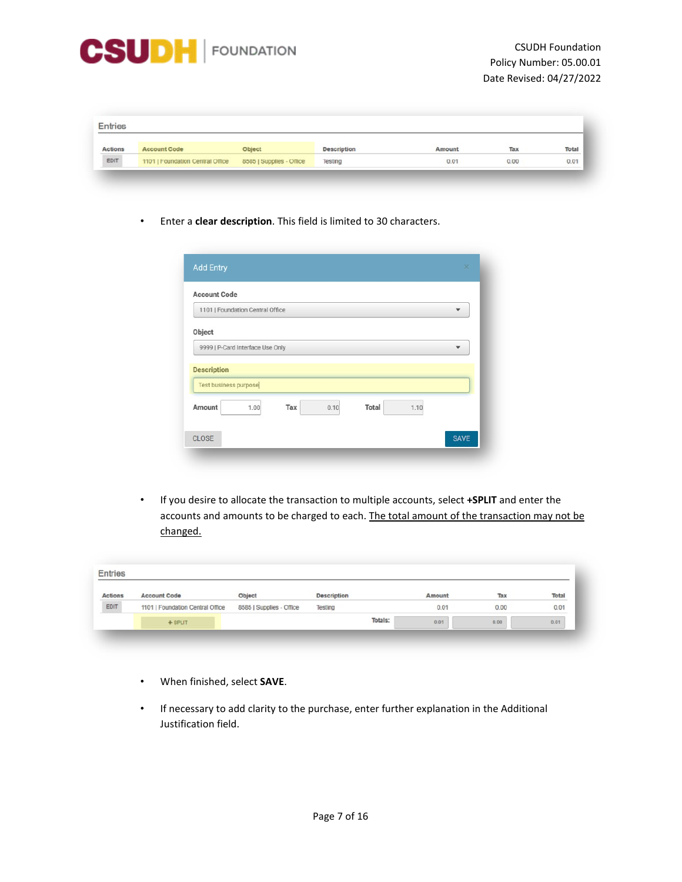| Actions | Account Code | Object | Description | Amount | Tax | Total |
|---|---|---|---|---|---|---|
| EDIT | 1101 \| Foundation Central Office | 8585 \| Supplies - Office | Testing | 0.01 | 0.00 | 0.01 |

- Enter a **clear description**. This field is limited to 30 characters.

**Add Entry**

Account Code: 1101 | Foundation Central Office

Object: 9999 | P-Card Interface Use Only

Description: Test business purpose

Amount: 1.00 Tax: 0.10 Total: 1.10

CLOSE SAVE

- If you desire to allocate the transaction to multiple accounts, select **+SPLIT** and enter the accounts and amounts to be charged to each. The total amount of the transaction may not be changed.

| Actions | Account Code | Object | Description | Amount | Tax | Total |
|---|---|---|---|---|---|---|
| EDIT | 1101 \| Foundation Central Office | 8585 \| Supplies - Office | Testing | 0.01 | 0.00 | 0.01 |
| | + SPLIT | | Totals: | 0.01 | 0.00 | 0.01 |

- When finished, select **SAVE**.
- If necessary to add clarity to the purchase, enter further explanation in the Additional Justification field.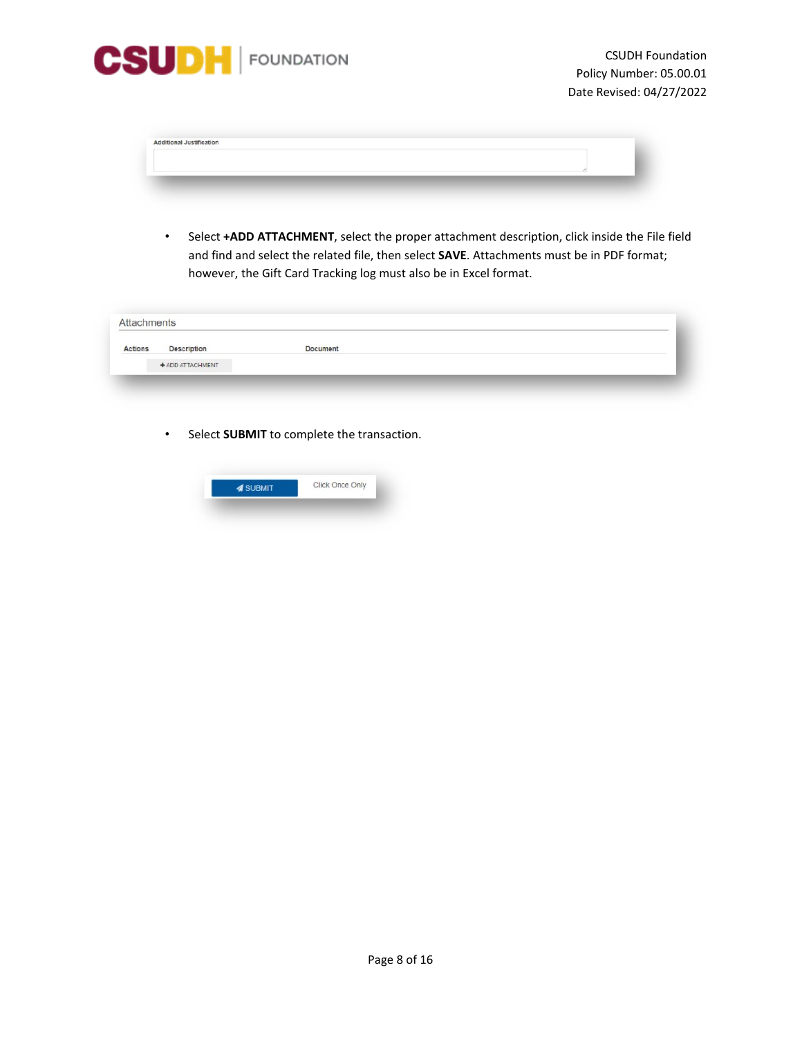Additional Justification

- Select **+ADD ATTACHMENT**, select the proper attachment description, click inside the File field and find and select the related file, then select **SAVE**. Attachments must be in PDF format; however, the Gift Card Tracking log must also be in Excel format.

Attachments

| Actions | Description | Document |
| --- | --- | --- |
| + ADD ATTACHMENT | | |

- Select **SUBMIT** to complete the transaction.

SUBMIT — Click Once Only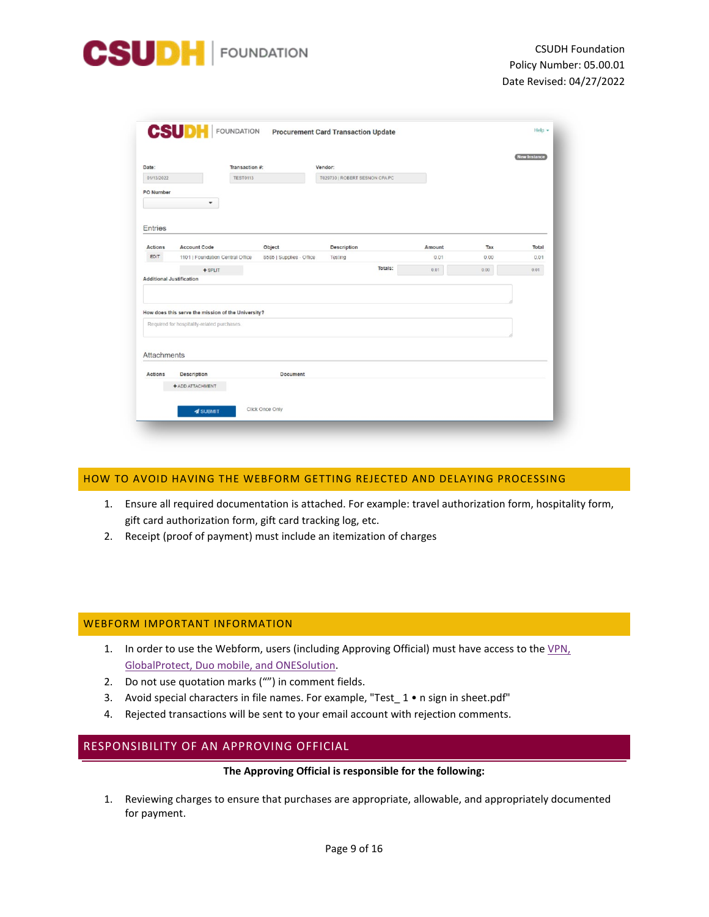## HOW TO AVOID HAVING THE WEBFORM GETTING REJECTED AND DELAYING PROCESSING

1. Ensure all required documentation is attached. For example: travel authorization form, hospitality form, gift card authorization form, gift card tracking log, etc.
2. Receipt (proof of payment) must include an itemization of charges

## WEBFORM IMPORTANT INFORMATION

1. In order to use the Webform, users (including Approving Official) must have access to the VPN, GlobalProtect, Duo mobile, and ONESolution.
2. Do not use quotation marks (“”) in comment fields.
3. Avoid special characters in file names. For example, "Test_ 1 • n sign in sheet.pdf"
4. Rejected transactions will be sent to your email account with rejection comments.

## RESPONSIBILITY OF AN APPROVING OFFICIAL

**The Approving Official is responsible for the following:**

1. Reviewing charges to ensure that purchases are appropriate, allowable, and appropriately documented for payment.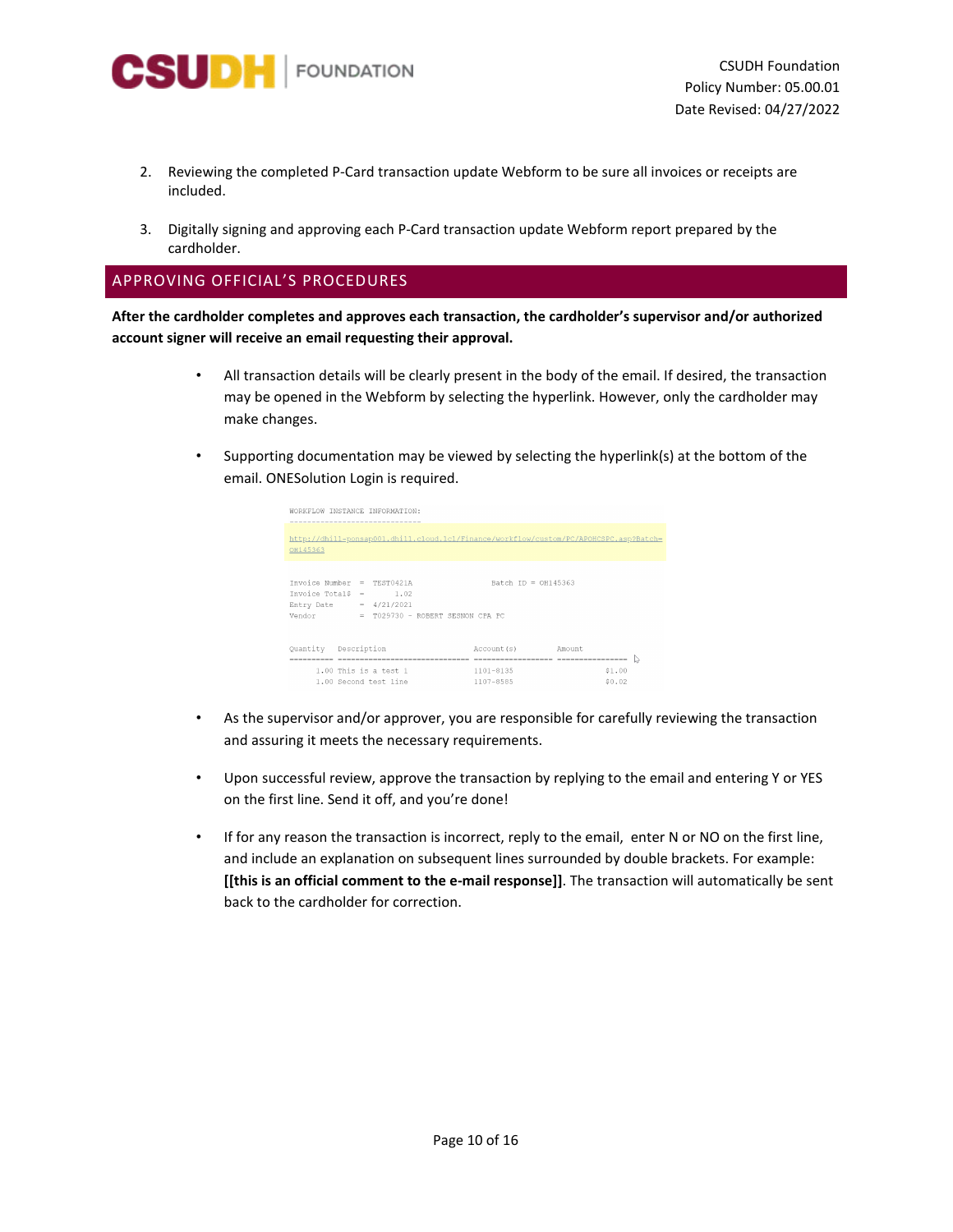2. Reviewing the completed P-Card transaction update Webform to be sure all invoices or receipts are included.

3. Digitally signing and approving each P-Card transaction update Webform report prepared by the cardholder.

## APPROVING OFFICIAL'S PROCEDURES

**After the cardholder completes and approves each transaction, the cardholder's supervisor and/or authorized account signer will receive an email requesting their approval.**

- All transaction details will be clearly present in the body of the email. If desired, the transaction may be opened in the Webform by selecting the hyperlink. However, only the cardholder may make changes.

- Supporting documentation may be viewed by selecting the hyperlink(s) at the bottom of the email. ONESolution Login is required.

```
WORKFLOW INSTANCE INFORMATION:
-----------------------------
http://dhill-ponsap001.dhill.cloud.lcl/Finance/workflow/custom/PC/APOHCSPC.asp?Batch=OH145363

Invoice Number  =  TEST0421A                    Batch ID = OH145363
Invoice Total$  =       1.02
Entry Date      =  4/21/2021
Vendor          =  T029730 - ROBERT SESNON CPA PC

Quantity   Description                    Account(s)        Amount
---------- ------------------------------ ----------------- ---------------
      1.00 This is a test 1               1101-8135                   $1.00
      1.00 Second test line               1107-8585                   $0.02
```

- As the supervisor and/or approver, you are responsible for carefully reviewing the transaction and assuring it meets the necessary requirements.

- Upon successful review, approve the transaction by replying to the email and entering Y or YES on the first line. Send it off, and you're done!

- If for any reason the transaction is incorrect, reply to the email, enter N or NO on the first line, and include an explanation on subsequent lines surrounded by double brackets. For example: **[[this is an official comment to the e-mail response]]**. The transaction will automatically be sent back to the cardholder for correction.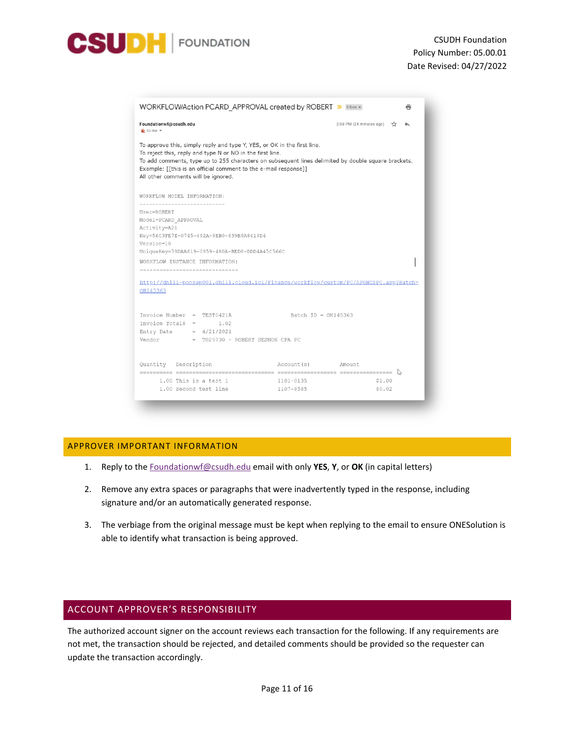WORKFLOW/Action PCARD_APPROVAL created by ROBERT

Foundationwf@csudh.edu

to me

2:08 PM (24 minutes ago)

To approve this, simply reply and type Y, YES, or OK in the first line.
To reject this, reply and type N or NO in the first line.
To add comments, type up to 255 characters on subsequent lines delimited by double square brackets.
Example: [[this is an official comment to the e-mail response]]
All other comments will be ignored.

```
WORKFLOW MODEL INFORMATION:
---------------------------
User=ROBERT
Model=PCARD_APPROVAL
Activity=A21
Key=56C3FE7E-0745-492A-9EB0-639B9A8419D4
Version=10
UniqueKey=79DAA619-0959-480A-BED8-DDD4A45C566C
WORKFLOW INSTANCE INFORMATION:
------------------------------

http://dhill-ponsap001.dhill.cloud.lcl/Finance/workflow/custom/PC/APOHCSPC.asp?Batch=OH145363

Invoice Number  =  TEST0421A                    Batch ID = OH145363
Invoice Total$  =        1.02
Entry Date      =  4/21/2021
Vendor          =  T029730 - ROBERT SESNON CPA PC

Quantity   Description                      Account(s)          Amount
========== ================================ =================== =================
      1.00 This is a test 1                 1101-8135                      $1.00
      1.00 Second test line                 1107-8585                      $0.02
```

## APPROVER IMPORTANT INFORMATION

1. Reply to the Foundationwf@csudh.edu email with only **YES**, **Y**, or **OK** (in capital letters)
2. Remove any extra spaces or paragraphs that were inadvertently typed in the response, including signature and/or an automatically generated response.
3. The verbiage from the original message must be kept when replying to the email to ensure ONESolution is able to identify what transaction is being approved.

## ACCOUNT APPROVER'S RESPONSIBILITY

The authorized account signer on the account reviews each transaction for the following. If any requirements are not met, the transaction should be rejected, and detailed comments should be provided so the requester can update the transaction accordingly.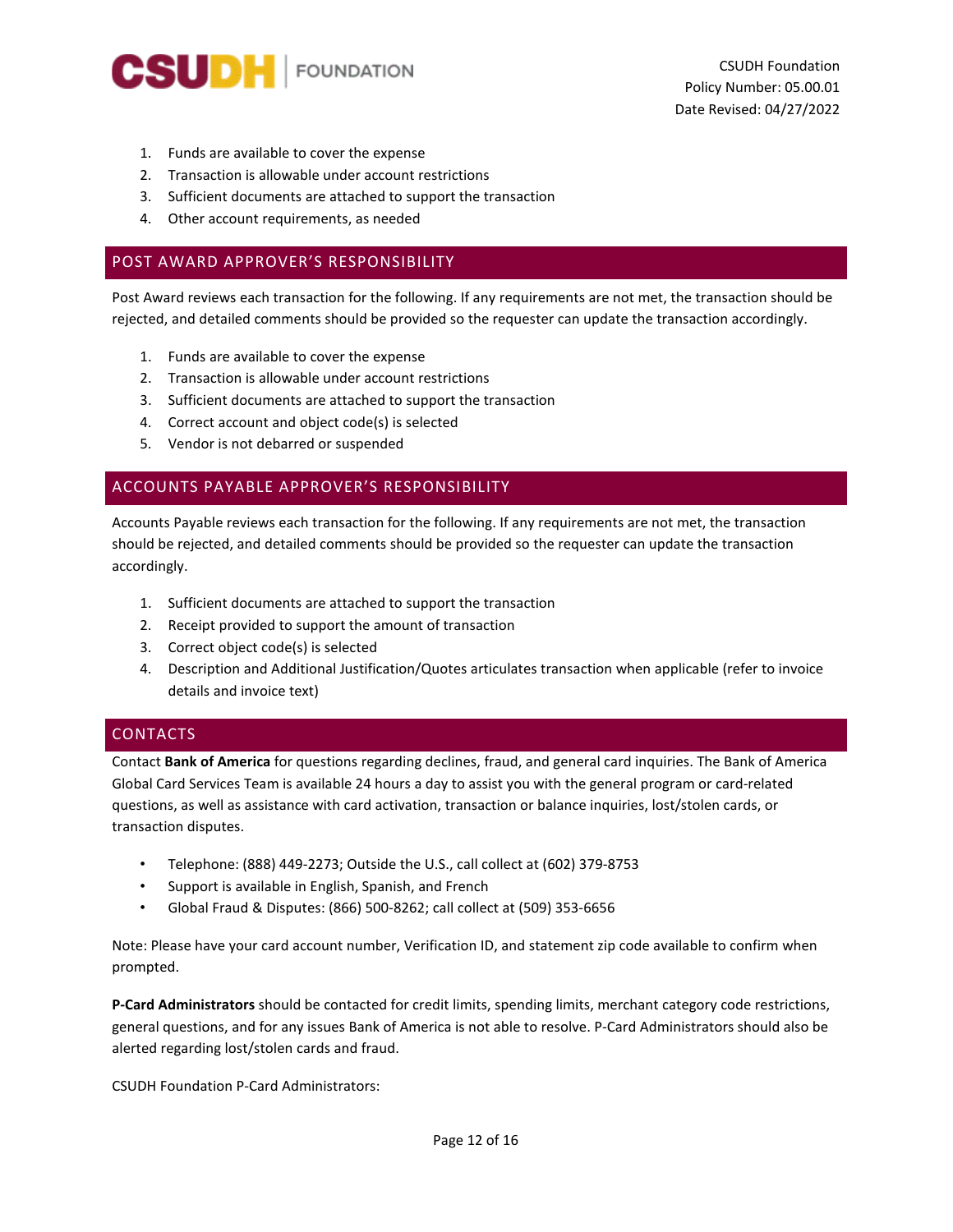1. Funds are available to cover the expense
2. Transaction is allowable under account restrictions
3. Sufficient documents are attached to support the transaction
4. Other account requirements, as needed

## POST AWARD APPROVER'S RESPONSIBILITY

Post Award reviews each transaction for the following. If any requirements are not met, the transaction should be rejected, and detailed comments should be provided so the requester can update the transaction accordingly.

1. Funds are available to cover the expense
2. Transaction is allowable under account restrictions
3. Sufficient documents are attached to support the transaction
4. Correct account and object code(s) is selected
5. Vendor is not debarred or suspended

## ACCOUNTS PAYABLE APPROVER'S RESPONSIBILITY

Accounts Payable reviews each transaction for the following. If any requirements are not met, the transaction should be rejected, and detailed comments should be provided so the requester can update the transaction accordingly.

1. Sufficient documents are attached to support the transaction
2. Receipt provided to support the amount of transaction
3. Correct object code(s) is selected
4. Description and Additional Justification/Quotes articulates transaction when applicable (refer to invoice details and invoice text)

## CONTACTS

Contact **Bank of America** for questions regarding declines, fraud, and general card inquiries. The Bank of America Global Card Services Team is available 24 hours a day to assist you with the general program or card-related questions, as well as assistance with card activation, transaction or balance inquiries, lost/stolen cards, or transaction disputes.

- Telephone: (888) 449-2273; Outside the U.S., call collect at (602) 379-8753
- Support is available in English, Spanish, and French
- Global Fraud & Disputes: (866) 500-8262; call collect at (509) 353-6656

Note: Please have your card account number, Verification ID, and statement zip code available to confirm when prompted.

**P-Card Administrators** should be contacted for credit limits, spending limits, merchant category code restrictions, general questions, and for any issues Bank of America is not able to resolve. P-Card Administrators should also be alerted regarding lost/stolen cards and fraud.

CSUDH Foundation P-Card Administrators: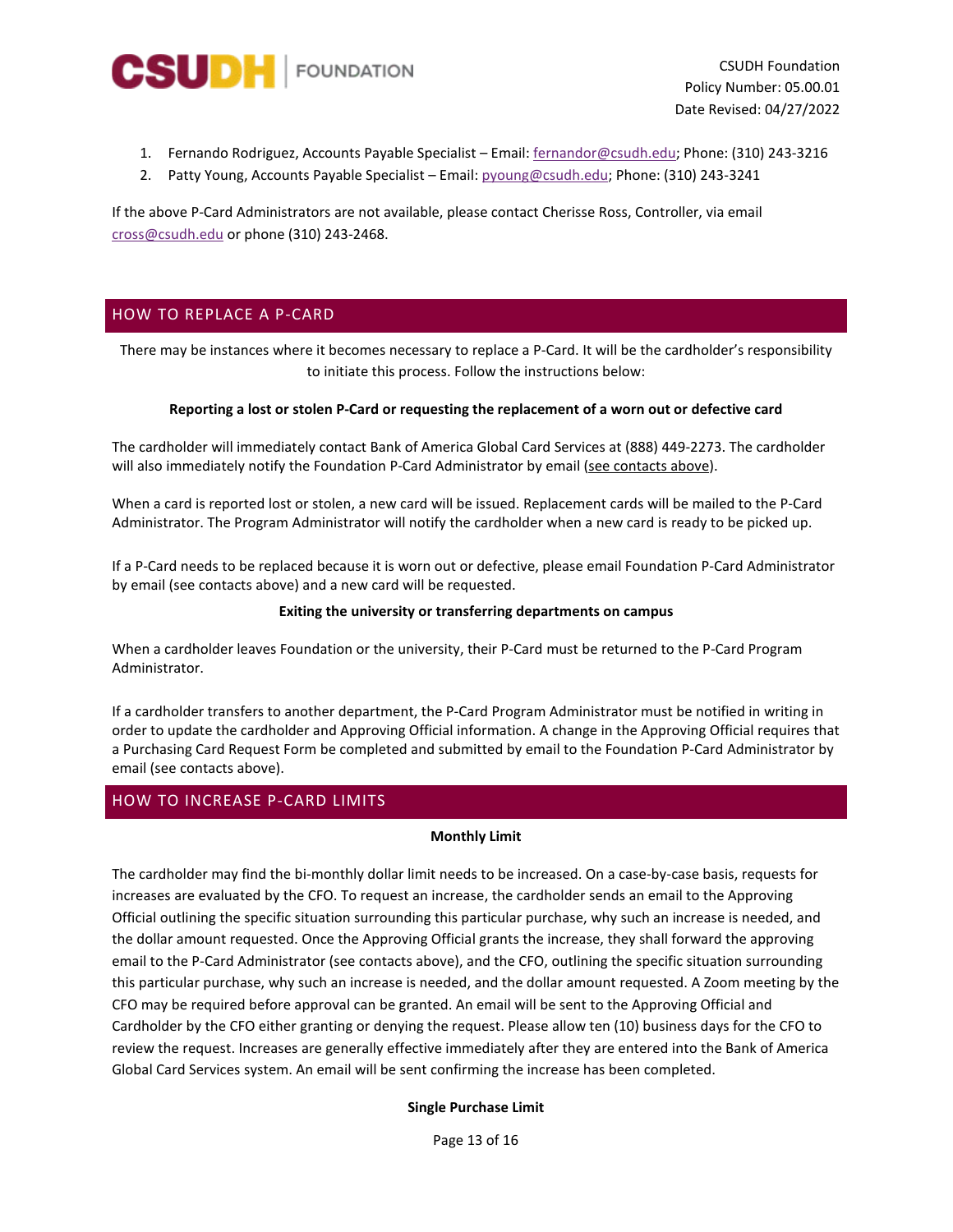1. Fernando Rodriguez, Accounts Payable Specialist – Email: fernandor@csudh.edu; Phone: (310) 243-3216
2. Patty Young, Accounts Payable Specialist – Email: pyoung@csudh.edu; Phone: (310) 243-3241

If the above P-Card Administrators are not available, please contact Cherisse Ross, Controller, via email cross@csudh.edu or phone (310) 243-2468.

## HOW TO REPLACE A P-CARD

There may be instances where it becomes necessary to replace a P-Card. It will be the cardholder's responsibility to initiate this process. Follow the instructions below:

**Reporting a lost or stolen P-Card or requesting the replacement of a worn out or defective card**

The cardholder will immediately contact Bank of America Global Card Services at (888) 449-2273. The cardholder will also immediately notify the Foundation P-Card Administrator by email (see contacts above).

When a card is reported lost or stolen, a new card will be issued. Replacement cards will be mailed to the P-Card Administrator. The Program Administrator will notify the cardholder when a new card is ready to be picked up.

If a P-Card needs to be replaced because it is worn out or defective, please email Foundation P-Card Administrator by email (see contacts above) and a new card will be requested.

**Exiting the university or transferring departments on campus**

When a cardholder leaves Foundation or the university, their P-Card must be returned to the P-Card Program Administrator.

If a cardholder transfers to another department, the P-Card Program Administrator must be notified in writing in order to update the cardholder and Approving Official information. A change in the Approving Official requires that a Purchasing Card Request Form be completed and submitted by email to the Foundation P-Card Administrator by email (see contacts above).

## HOW TO INCREASE P-CARD LIMITS

**Monthly Limit**

The cardholder may find the bi-monthly dollar limit needs to be increased. On a case-by-case basis, requests for increases are evaluated by the CFO. To request an increase, the cardholder sends an email to the Approving Official outlining the specific situation surrounding this particular purchase, why such an increase is needed, and the dollar amount requested. Once the Approving Official grants the increase, they shall forward the approving email to the P-Card Administrator (see contacts above), and the CFO, outlining the specific situation surrounding this particular purchase, why such an increase is needed, and the dollar amount requested. A Zoom meeting by the CFO may be required before approval can be granted. An email will be sent to the Approving Official and Cardholder by the CFO either granting or denying the request. Please allow ten (10) business days for the CFO to review the request. Increases are generally effective immediately after they are entered into the Bank of America Global Card Services system. An email will be sent confirming the increase has been completed.

**Single Purchase Limit**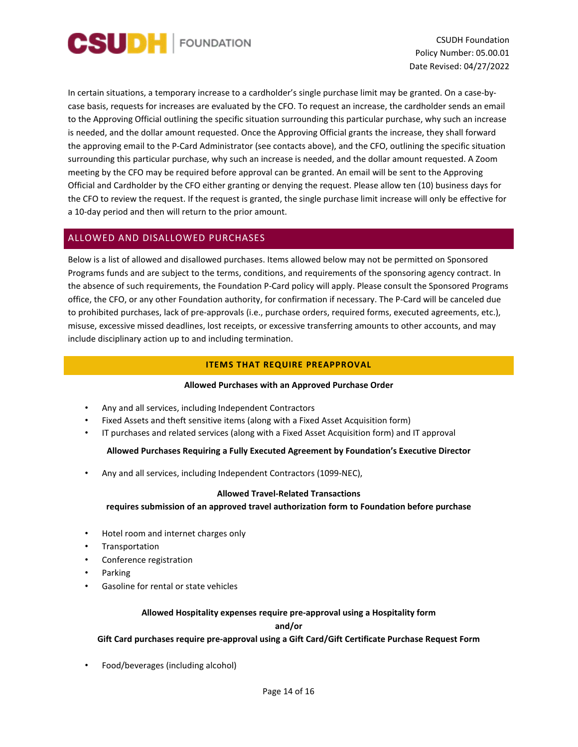In certain situations, a temporary increase to a cardholder's single purchase limit may be granted. On a case-by-case basis, requests for increases are evaluated by the CFO. To request an increase, the cardholder sends an email to the Approving Official outlining the specific situation surrounding this particular purchase, why such an increase is needed, and the dollar amount requested. Once the Approving Official grants the increase, they shall forward the approving email to the P-Card Administrator (see contacts above), and the CFO, outlining the specific situation surrounding this particular purchase, why such an increase is needed, and the dollar amount requested. A Zoom meeting by the CFO may be required before approval can be granted. An email will be sent to the Approving Official and Cardholder by the CFO either granting or denying the request. Please allow ten (10) business days for the CFO to review the request. If the request is granted, the single purchase limit increase will only be effective for a 10-day period and then will return to the prior amount.

## ALLOWED AND DISALLOWED PURCHASES

Below is a list of allowed and disallowed purchases. Items allowed below may not be permitted on Sponsored Programs funds and are subject to the terms, conditions, and requirements of the sponsoring agency contract. In the absence of such requirements, the Foundation P-Card policy will apply. Please consult the Sponsored Programs office, the CFO, or any other Foundation authority, for confirmation if necessary. The P-Card will be canceled due to prohibited purchases, lack of pre-approvals (i.e., purchase orders, required forms, executed agreements, etc.), misuse, excessive missed deadlines, lost receipts, or excessive transferring amounts to other accounts, and may include disciplinary action up to and including termination.

### ITEMS THAT REQUIRE PREAPPROVAL

**Allowed Purchases with an Approved Purchase Order**

- Any and all services, including Independent Contractors
- Fixed Assets and theft sensitive items (along with a Fixed Asset Acquisition form)
- IT purchases and related services (along with a Fixed Asset Acquisition form) and IT approval

**Allowed Purchases Requiring a Fully Executed Agreement by Foundation's Executive Director**

- Any and all services, including Independent Contractors (1099-NEC),

**Allowed Travel-Related Transactions**
**requires submission of an approved travel authorization form to Foundation before purchase**

- Hotel room and internet charges only
- Transportation
- Conference registration
- Parking
- Gasoline for rental or state vehicles

**Allowed Hospitality expenses require pre-approval using a Hospitality form**
**and/or**
**Gift Card purchases require pre-approval using a Gift Card/Gift Certificate Purchase Request Form**

- Food/beverages (including alcohol)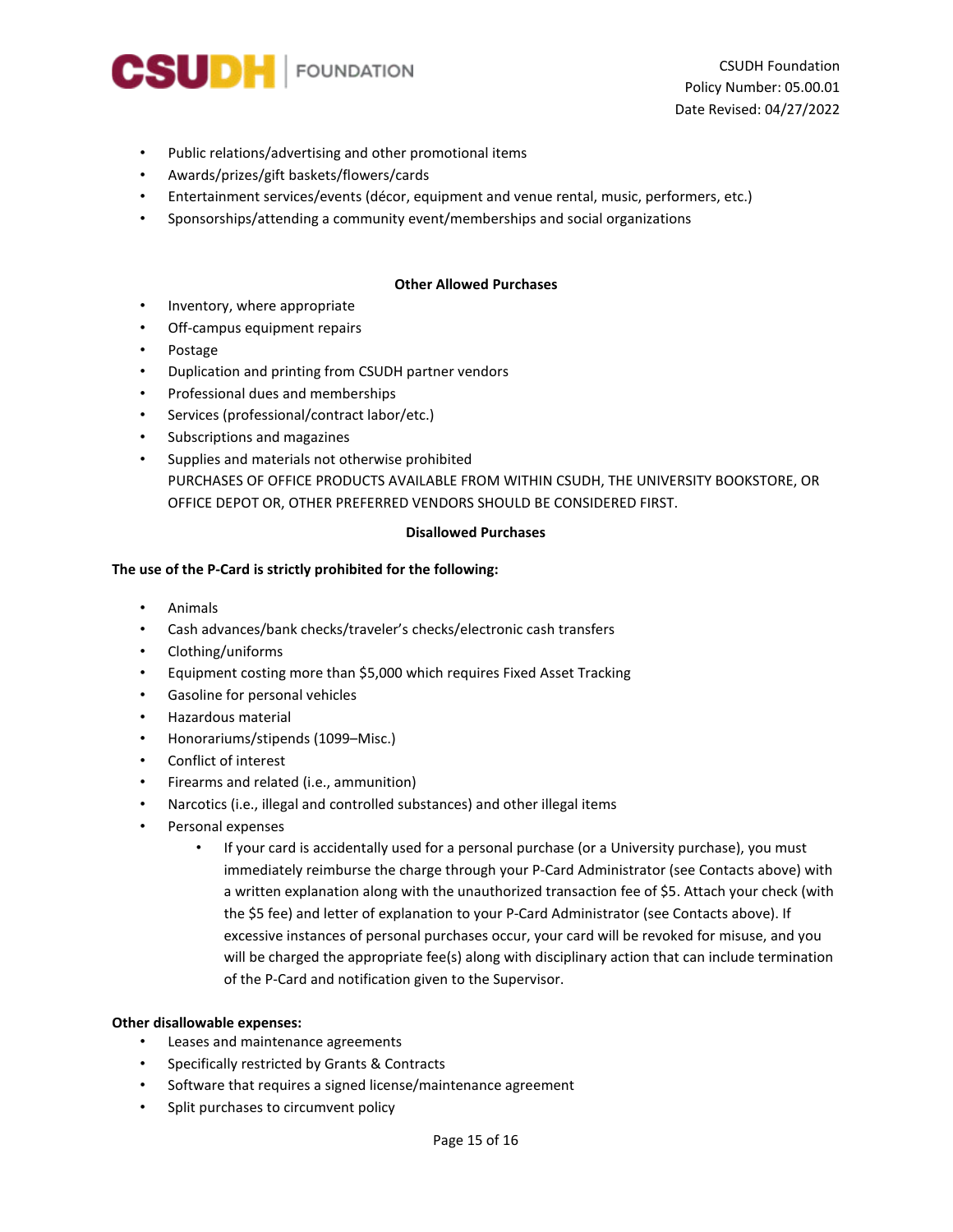- Public relations/advertising and other promotional items
- Awards/prizes/gift baskets/flowers/cards
- Entertainment services/events (décor, equipment and venue rental, music, performers, etc.)
- Sponsorships/attending a community event/memberships and social organizations

**Other Allowed Purchases**

- Inventory, where appropriate
- Off-campus equipment repairs
- Postage
- Duplication and printing from CSUDH partner vendors
- Professional dues and memberships
- Services (professional/contract labor/etc.)
- Subscriptions and magazines
- Supplies and materials not otherwise prohibited
  PURCHASES OF OFFICE PRODUCTS AVAILABLE FROM WITHIN CSUDH, THE UNIVERSITY BOOKSTORE, OR OFFICE DEPOT OR, OTHER PREFERRED VENDORS SHOULD BE CONSIDERED FIRST.

**Disallowed Purchases**

**The use of the P-Card is strictly prohibited for the following:**

- Animals
- Cash advances/bank checks/traveler's checks/electronic cash transfers
- Clothing/uniforms
- Equipment costing more than $5,000 which requires Fixed Asset Tracking
- Gasoline for personal vehicles
- Hazardous material
- Honorariums/stipends (1099–Misc.)
- Conflict of interest
- Firearms and related (i.e., ammunition)
- Narcotics (i.e., illegal and controlled substances) and other illegal items
- Personal expenses
  - If your card is accidentally used for a personal purchase (or a University purchase), you must immediately reimburse the charge through your P-Card Administrator (see Contacts above) with a written explanation along with the unauthorized transaction fee of $5. Attach your check (with the $5 fee) and letter of explanation to your P-Card Administrator (see Contacts above). If excessive instances of personal purchases occur, your card will be revoked for misuse, and you will be charged the appropriate fee(s) along with disciplinary action that can include termination of the P-Card and notification given to the Supervisor.

**Other disallowable expenses:**

- Leases and maintenance agreements
- Specifically restricted by Grants & Contracts
- Software that requires a signed license/maintenance agreement
- Split purchases to circumvent policy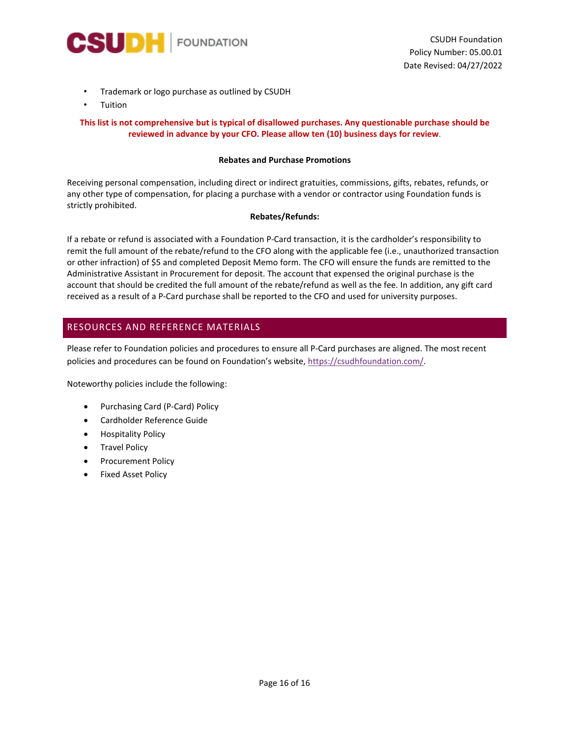- Trademark or logo purchase as outlined by CSUDH
- Tuition

**This list is not comprehensive but is typical of disallowed purchases. Any questionable purchase should be reviewed in advance by your CFO. Please allow ten (10) business days for review.**

**Rebates and Purchase Promotions**

Receiving personal compensation, including direct or indirect gratuities, commissions, gifts, rebates, refunds, or any other type of compensation, for placing a purchase with a vendor or contractor using Foundation funds is strictly prohibited.

**Rebates/Refunds:**

If a rebate or refund is associated with a Foundation P-Card transaction, it is the cardholder's responsibility to remit the full amount of the rebate/refund to the CFO along with the applicable fee (i.e., unauthorized transaction or other infraction) of $5 and completed Deposit Memo form. The CFO will ensure the funds are remitted to the Administrative Assistant in Procurement for deposit. The account that expensed the original purchase is the account that should be credited the full amount of the rebate/refund as well as the fee. In addition, any gift card received as a result of a P-Card purchase shall be reported to the CFO and used for university purposes.

## RESOURCES AND REFERENCE MATERIALS

Please refer to Foundation policies and procedures to ensure all P-Card purchases are aligned. The most recent policies and procedures can be found on Foundation's website, https://csudhfoundation.com/.

Noteworthy policies include the following:

- Purchasing Card (P-Card) Policy
- Cardholder Reference Guide
- Hospitality Policy
- Travel Policy
- Procurement Policy
- Fixed Asset Policy